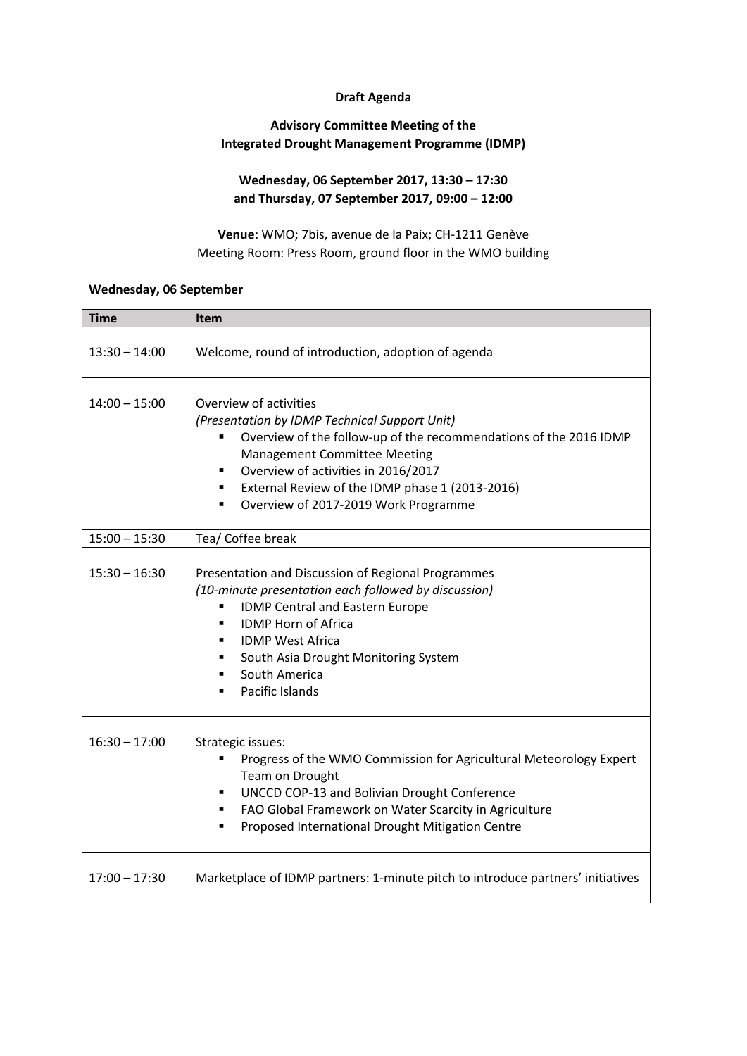**Draft Agenda**

**Advisory Committee Meeting of the Integrated Drought Management Programme (IDMP)**

**Wednesday, 06 September 2017, 13:30 – 17:30 and Thursday, 07 September 2017, 09:00 – 12:00**

**Venue:** WMO; 7bis, avenue de la Paix; CH-1211 Genève
Meeting Room: Press Room, ground floor in the WMO building

**Wednesday, 06 September**

| Time | Item |
|---|---|
| 13:30 – 14:00 | Welcome, round of introduction, adoption of agenda |
| 14:00 – 15:00 | Overview of activities<br>*(Presentation by IDMP Technical Support Unit)*<br>▪ Overview of the follow-up of the recommendations of the 2016 IDMP Management Committee Meeting<br>▪ Overview of activities in 2016/2017<br>▪ External Review of the IDMP phase 1 (2013-2016)<br>▪ Overview of 2017-2019 Work Programme |
| 15:00 – 15:30 | Tea/ Coffee break |
| 15:30 – 16:30 | Presentation and Discussion of Regional Programmes<br>*(10-minute presentation each followed by discussion)*<br>▪ IDMP Central and Eastern Europe<br>▪ IDMP Horn of Africa<br>▪ IDMP West Africa<br>▪ South Asia Drought Monitoring System<br>▪ South America<br>▪ Pacific Islands |
| 16:30 – 17:00 | Strategic issues:<br>▪ Progress of the WMO Commission for Agricultural Meteorology Expert Team on Drought<br>▪ UNCCD COP-13 and Bolivian Drought Conference<br>▪ FAO Global Framework on Water Scarcity in Agriculture<br>▪ Proposed International Drought Mitigation Centre |
| 17:00 – 17:30 | Marketplace of IDMP partners: 1-minute pitch to introduce partners' initiatives |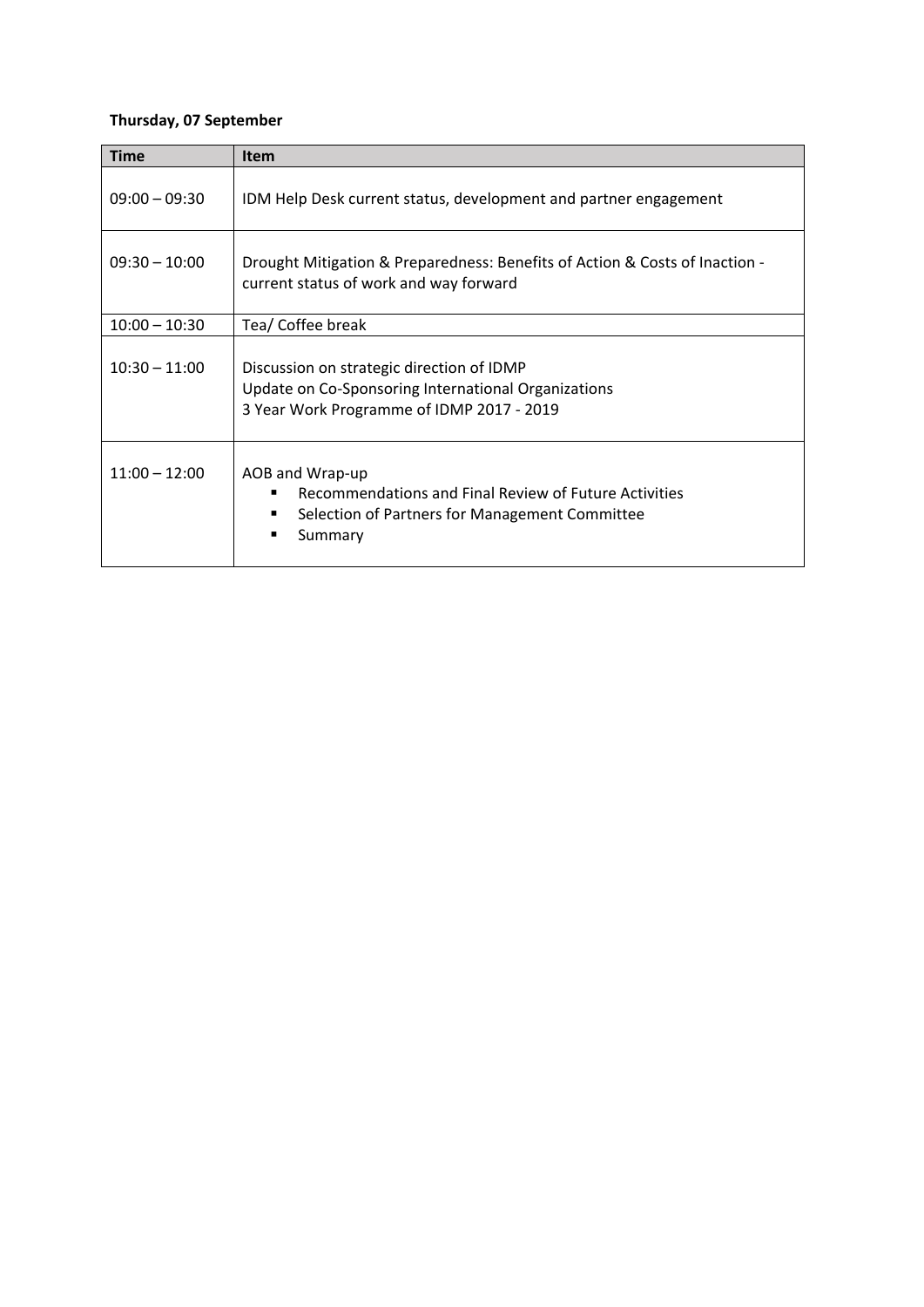**Thursday, 07 September**

| Time | Item |
|---|---|
| 09:00 – 09:30 | IDM Help Desk current status, development and partner engagement |
| 09:30 – 10:00 | Drought Mitigation & Preparedness: Benefits of Action & Costs of Inaction - current status of work and way forward |
| 10:00 – 10:30 | Tea/ Coffee break |
| 10:30 – 11:00 | Discussion on strategic direction of IDMP<br>Update on Co-Sponsoring International Organizations<br>3 Year Work Programme of IDMP 2017 - 2019 |
| 11:00 – 12:00 | AOB and Wrap-up<br>▪ Recommendations and Final Review of Future Activities<br>▪ Selection of Partners for Management Committee<br>▪ Summary |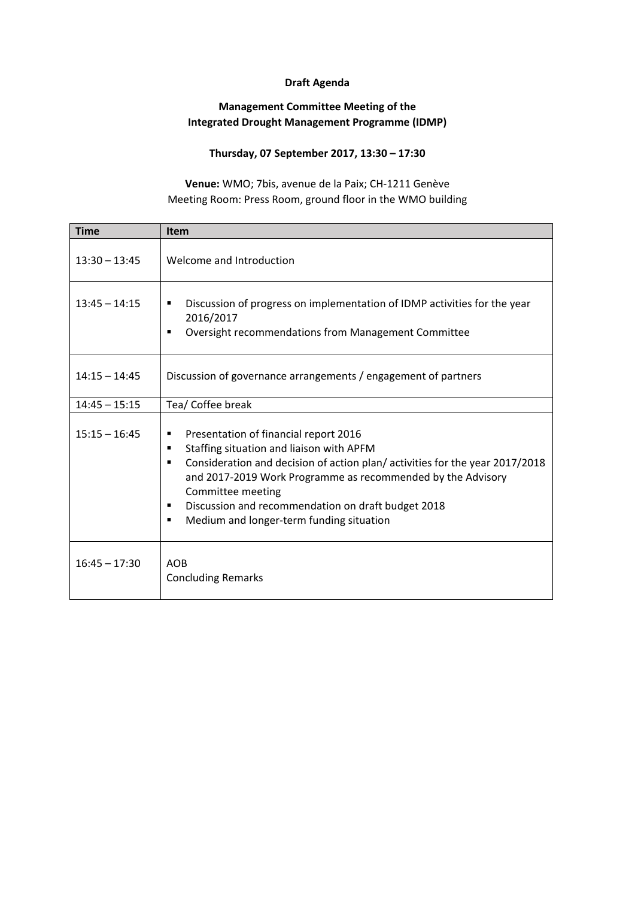**Draft Agenda**

**Management Committee Meeting of the Integrated Drought Management Programme (IDMP)**

**Thursday, 07 September 2017, 13:30 – 17:30**

**Venue:** WMO; 7bis, avenue de la Paix; CH-1211 Genève
Meeting Room: Press Room, ground floor in the WMO building

| Time | Item |
|---|---|
| 13:30 – 13:45 | Welcome and Introduction |
| 13:45 – 14:15 | ▪ Discussion of progress on implementation of IDMP activities for the year 2016/2017<br>▪ Oversight recommendations from Management Committee |
| 14:15 – 14:45 | Discussion of governance arrangements / engagement of partners |
| 14:45 – 15:15 | Tea/ Coffee break |
| 15:15 – 16:45 | ▪ Presentation of financial report 2016<br>▪ Staffing situation and liaison with APFM<br>▪ Consideration and decision of action plan/ activities for the year 2017/2018 and 2017-2019 Work Programme as recommended by the Advisory Committee meeting<br>▪ Discussion and recommendation on draft budget 2018<br>▪ Medium and longer-term funding situation |
| 16:45 – 17:30 | AOB<br>Concluding Remarks |